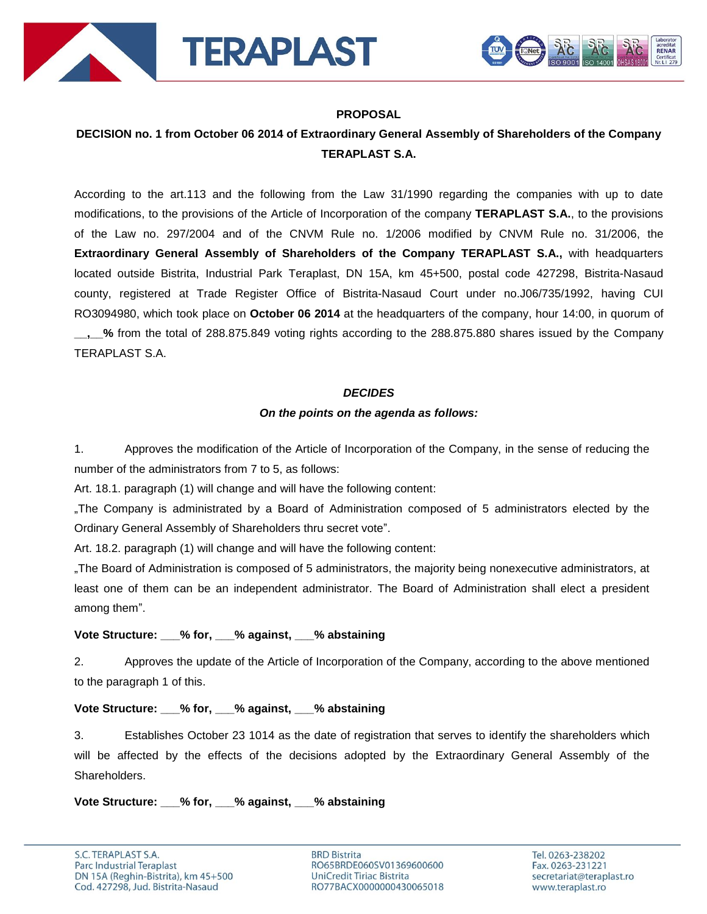**PROPOSAL**

**DECISION no. 1 from October 06 2014 of Extraordinary General Assembly of Shareholders of the Company TERAPLAST S.A.**

According to the art.113 and the following from the Law 31/1990 regarding the companies with up to date modifications, to the provisions of the Article of Incorporation of the company **TERAPLAST S.A.**, to the provisions of the Law no. 297/2004 and of the CNVM Rule no. 1/2006 modified by CNVM Rule no. 31/2006, the **Extraordinary General Assembly of Shareholders of the Company TERAPLAST S.A.,** with headquarters located outside Bistrita, Industrial Park Teraplast, DN 15A, km 45+500, postal code 427298, Bistrita-Nasaud county, registered at Trade Register Office of Bistrita-Nasaud Court under no.J06/735/1992, having CUI RO3094980, which took place on **October 06 2014** at the headquarters of the company, hour 14:00, in quorum of **__,__%** from the total of 288.875.849 voting rights according to the 288.875.880 shares issued by the Company TERAPLAST S.A.

***DECIDES***

***On the points on the agenda as follows:***

1. Approves the modification of the Article of Incorporation of the Company, in the sense of reducing the number of the administrators from 7 to 5, as follows:

Art. 18.1. paragraph (1) will change and will have the following content:

„The Company is administrated by a Board of Administration composed of 5 administrators elected by the Ordinary General Assembly of Shareholders thru secret vote".

Art. 18.2. paragraph (1) will change and will have the following content:

„The Board of Administration is composed of 5 administrators, the majority being nonexecutive administrators, at least one of them can be an independent administrator. The Board of Administration shall elect a president among them".

**Vote Structure: ___% for, ___% against, ___% abstaining**

2. Approves the update of the Article of Incorporation of the Company, according to the above mentioned to the paragraph 1 of this.

**Vote Structure: ___% for, ___% against, ___% abstaining**

3. Establishes October 23 1014 as the date of registration that serves to identify the shareholders which will be affected by the effects of the decisions adopted by the Extraordinary General Assembly of the Shareholders.

**Vote Structure: ___% for, ___% against, ___% abstaining**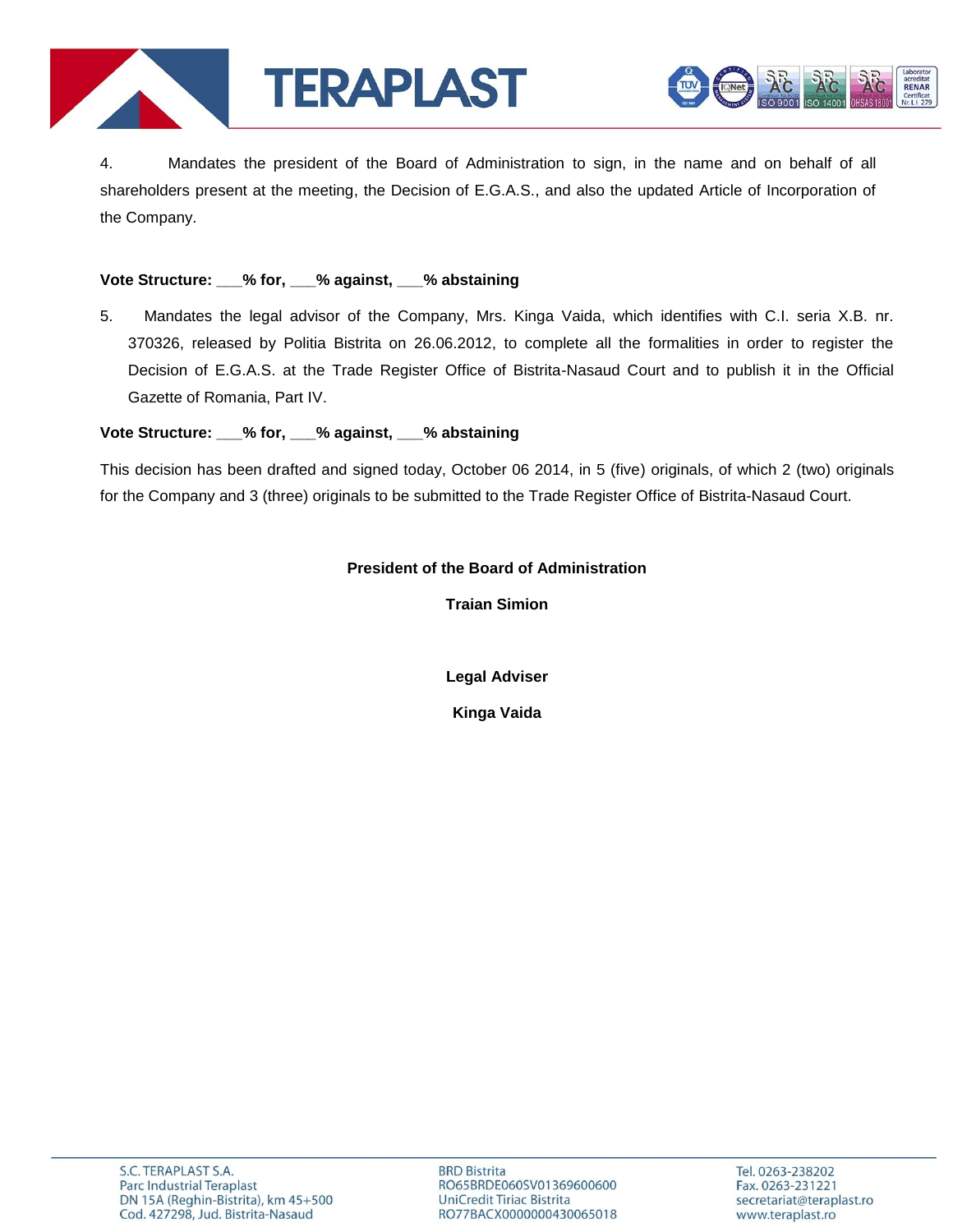4. Mandates the president of the Board of Administration to sign, in the name and on behalf of all shareholders present at the meeting, the Decision of E.G.A.S., and also the updated Article of Incorporation of the Company.

**Vote Structure: ___% for, ___% against, ___% abstaining**

5. Mandates the legal advisor of the Company, Mrs. Kinga Vaida, which identifies with C.I. seria X.B. nr. 370326, released by Politia Bistrita on 26.06.2012, to complete all the formalities in order to register the Decision of E.G.A.S. at the Trade Register Office of Bistrita-Nasaud Court and to publish it in the Official Gazette of Romania, Part IV.

**Vote Structure: ___% for, ___% against, ___% abstaining**

This decision has been drafted and signed today, October 06 2014, in 5 (five) originals, of which 2 (two) originals for the Company and 3 (three) originals to be submitted to the Trade Register Office of Bistrita-Nasaud Court.

**President of the Board of Administration**

**Traian Simion**

**Legal Adviser**

**Kinga Vaida**